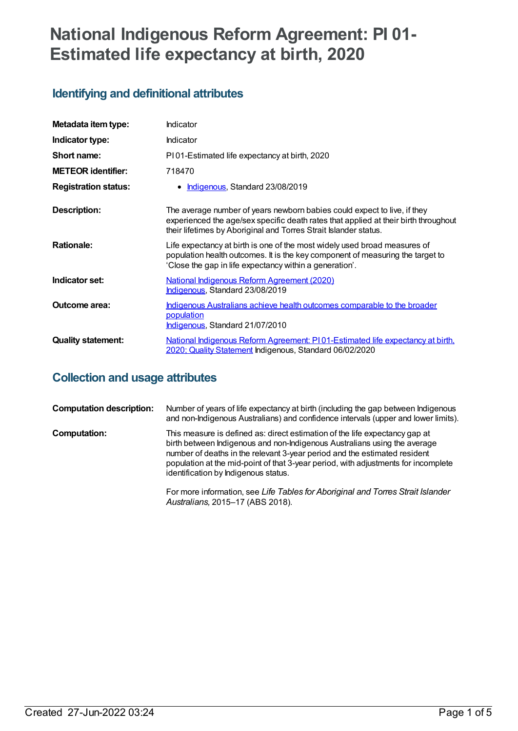# National Indigenous Reform Agreement: PI 01-Estimated life expectancy at birth, 2020

## Identifying and definitional attributes

| | |
|---|---|
| **Metadata item type:** | Indicator |
| **Indicator type:** | Indicator |
| **Short name:** | PI 01-Estimated life expectancy at birth, 2020 |
| **METEOR identifier:** | 718470 |
| **Registration status:** | • Indigenous, Standard 23/08/2019 |
| **Description:** | The average number of years newborn babies could expect to live, if they experienced the age/sex specific death rates that applied at their birth throughout their lifetimes by Aboriginal and Torres Strait Islander status. |
| **Rationale:** | Life expectancy at birth is one of the most widely used broad measures of population health outcomes. It is the key component of measuring the target to 'Close the gap in life expectancy within a generation'. |
| **Indicator set:** | National Indigenous Reform Agreement (2020) Indigenous, Standard 23/08/2019 |
| **Outcome area:** | Indigenous Australians achieve health outcomes comparable to the broader population Indigenous, Standard 21/07/2010 |
| **Quality statement:** | National Indigenous Reform Agreement: PI 01-Estimated life expectancy at birth, 2020; Quality Statement Indigenous, Standard 06/02/2020 |

## Collection and usage attributes

| | |
|---|---|
| **Computation description:** | Number of years of life expectancy at birth (including the gap between Indigenous and non-Indigenous Australians) and confidence intervals (upper and lower limits). |
| **Computation:** | This measure is defined as: direct estimation of the life expectancy gap at birth between Indigenous and non-Indigenous Australians using the average number of deaths in the relevant 3-year period and the estimated resident population at the mid-point of that 3-year period, with adjustments for incomplete identification by Indigenous status.<br><br>For more information, see *Life Tables for Aboriginal and Torres Strait Islander Australians,* 2015–17 (ABS 2018). |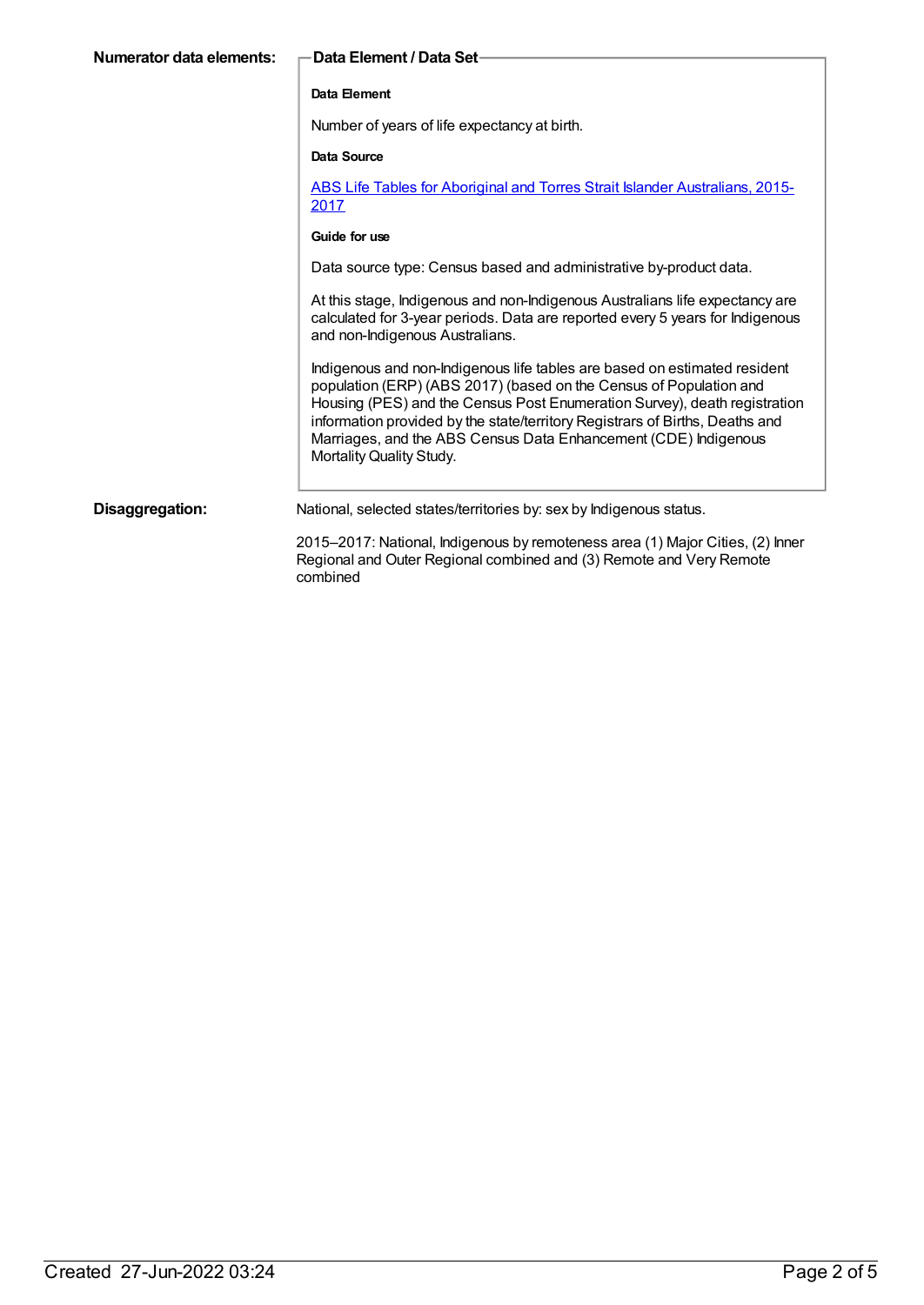**Numerator data elements:**

**Data Element / Data Set**

**Data Element**

Number of years of life expectancy at birth.

**Data Source**

[ABS Life Tables for Aboriginal and Torres Strait Islander Australians, 2015-2017]

**Guide for use**

Data source type: Census based and administrative by-product data.

At this stage, Indigenous and non-Indigenous Australians life expectancy are calculated for 3-year periods. Data are reported every 5 years for Indigenous and non-Indigenous Australians.

Indigenous and non-Indigenous life tables are based on estimated resident population (ERP) (ABS 2017) (based on the Census of Population and Housing (PES) and the Census Post Enumeration Survey), death registration information provided by the state/territory Registrars of Births, Deaths and Marriages, and the ABS Census Data Enhancement (CDE) Indigenous Mortality Quality Study.

**Disaggregation:**

National, selected states/territories by: sex by Indigenous status.

2015–2017: National, Indigenous by remoteness area (1) Major Cities, (2) Inner Regional and Outer Regional combined and (3) Remote and Very Remote combined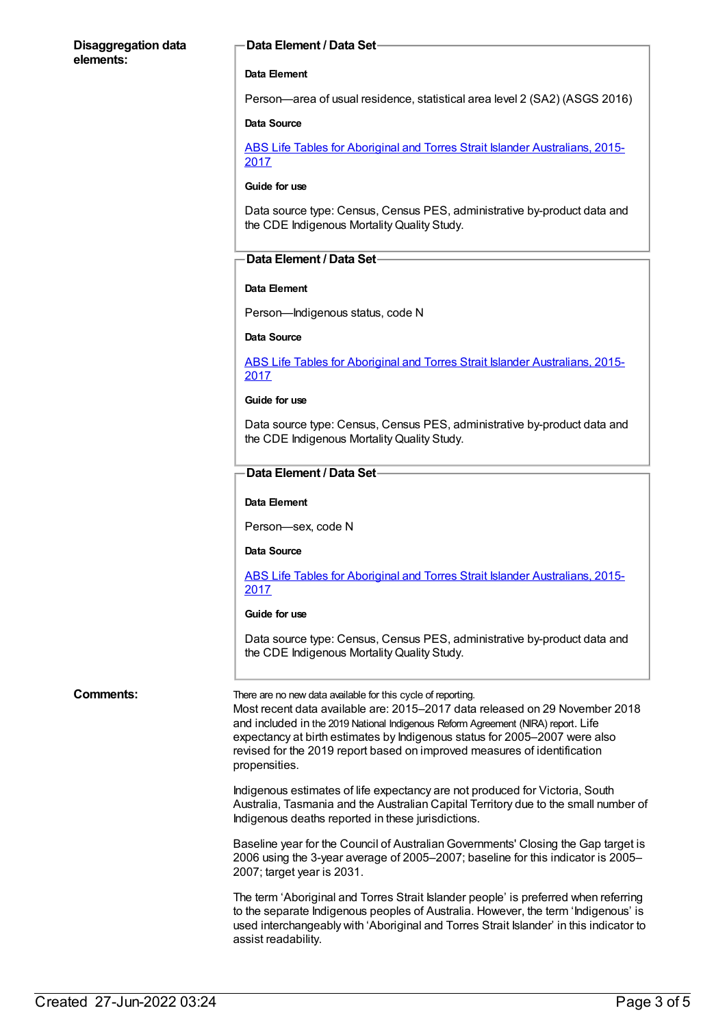**Disaggregation data elements:**

**Data Element / Data Set**

**Data Element**

Person—area of usual residence, statistical area level 2 (SA2) (ASGS 2016)

**Data Source**

[ABS Life Tables for Aboriginal and Torres Strait Islander Australians, 2015-2017]

**Guide for use**

Data source type: Census, Census PES, administrative by-product data and the CDE Indigenous Mortality Quality Study.

**Data Element / Data Set**

**Data Element**

Person—Indigenous status, code N

**Data Source**

[ABS Life Tables for Aboriginal and Torres Strait Islander Australians, 2015-2017]

**Guide for use**

Data source type: Census, Census PES, administrative by-product data and the CDE Indigenous Mortality Quality Study.

**Data Element / Data Set**

**Data Element**

Person—sex, code N

**Data Source**

[ABS Life Tables for Aboriginal and Torres Strait Islander Australians, 2015-2017]

**Guide for use**

Data source type: Census, Census PES, administrative by-product data and the CDE Indigenous Mortality Quality Study.

**Comments:**

There are no new data available for this cycle of reporting.
Most recent data available are: 2015–2017 data released on 29 November 2018 and included in the 2019 National Indigenous Reform Agreement (NIRA) report. Life expectancy at birth estimates by Indigenous status for 2005–2007 were also revised for the 2019 report based on improved measures of identification propensities.

Indigenous estimates of life expectancy are not produced for Victoria, South Australia, Tasmania and the Australian Capital Territory due to the small number of Indigenous deaths reported in these jurisdictions.

Baseline year for the Council of Australian Governments' Closing the Gap target is 2006 using the 3-year average of 2005–2007; baseline for this indicator is 2005–2007; target year is 2031.

The term 'Aboriginal and Torres Strait Islander people' is preferred when referring to the separate Indigenous peoples of Australia. However, the term 'Indigenous' is used interchangeably with 'Aboriginal and Torres Strait Islander' in this indicator to assist readability.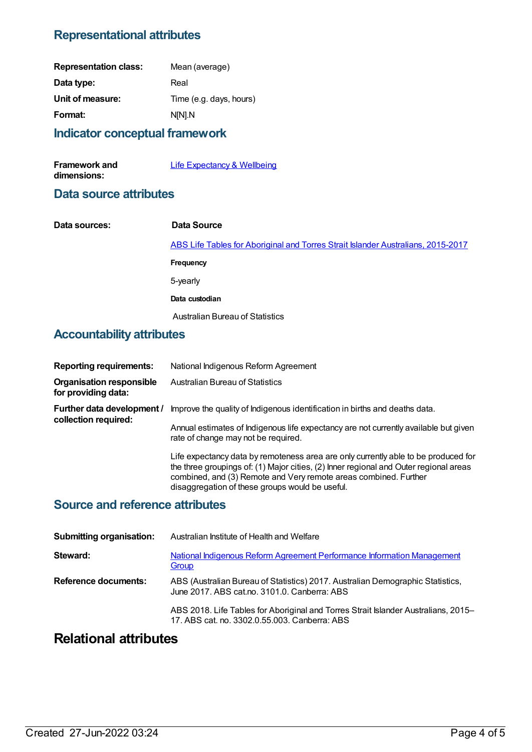## Representational attributes

**Representation class:** Mean (average)

**Data type:** Real

**Unit of measure:** Time (e.g. days, hours)

**Format:** N[N].N

## Indicator conceptual framework

**Framework and dimensions:** [Life Expectancy & Wellbeing]

## Data source attributes

**Data sources:**

**Data Source**

[ABS Life Tables for Aboriginal and Torres Strait Islander Australians, 2015-2017]

**Frequency**

5-yearly

**Data custodian**

Australian Bureau of Statistics

## Accountability attributes

**Reporting requirements:** National Indigenous Reform Agreement

**Organisation responsible for providing data:** Australian Bureau of Statistics

**Further data development / collection required:** Improve the quality of Indigenous identification in births and deaths data.

Annual estimates of Indigenous life expectancy are not currently available but given rate of change may not be required.

Life expectancy data by remoteness area are only currently able to be produced for the three groupings of: (1) Major cities, (2) Inner regional and Outer regional areas combined, and (3) Remote and Very remote areas combined. Further disaggregation of these groups would be useful.

## Source and reference attributes

**Submitting organisation:** Australian Institute of Health and Welfare

**Steward:** [National Indigenous Reform Agreement Performance Information Management Group]

**Reference documents:** ABS (Australian Bureau of Statistics) 2017. Australian Demographic Statistics, June 2017. ABS cat.no. 3101.0. Canberra: ABS

ABS 2018. Life Tables for Aboriginal and Torres Strait Islander Australians, 2015–17. ABS cat. no. 3302.0.55.003. Canberra: ABS

# Relational attributes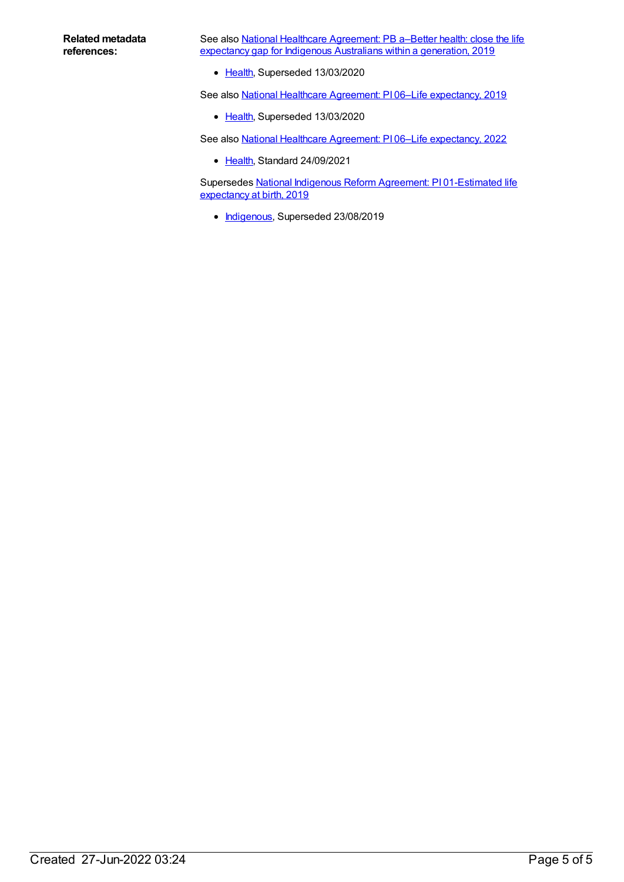**Related metadata references:**

See also National Healthcare Agreement: PB a–Better health: close the life expectancy gap for Indigenous Australians within a generation, 2019

- Health, Superseded 13/03/2020

See also National Healthcare Agreement: PI 06–Life expectancy, 2019

- Health, Superseded 13/03/2020

See also National Healthcare Agreement: PI 06–Life expectancy, 2022

- Health, Standard 24/09/2021

Supersedes National Indigenous Reform Agreement: PI 01-Estimated life expectancy at birth, 2019

- Indigenous, Superseded 23/08/2019